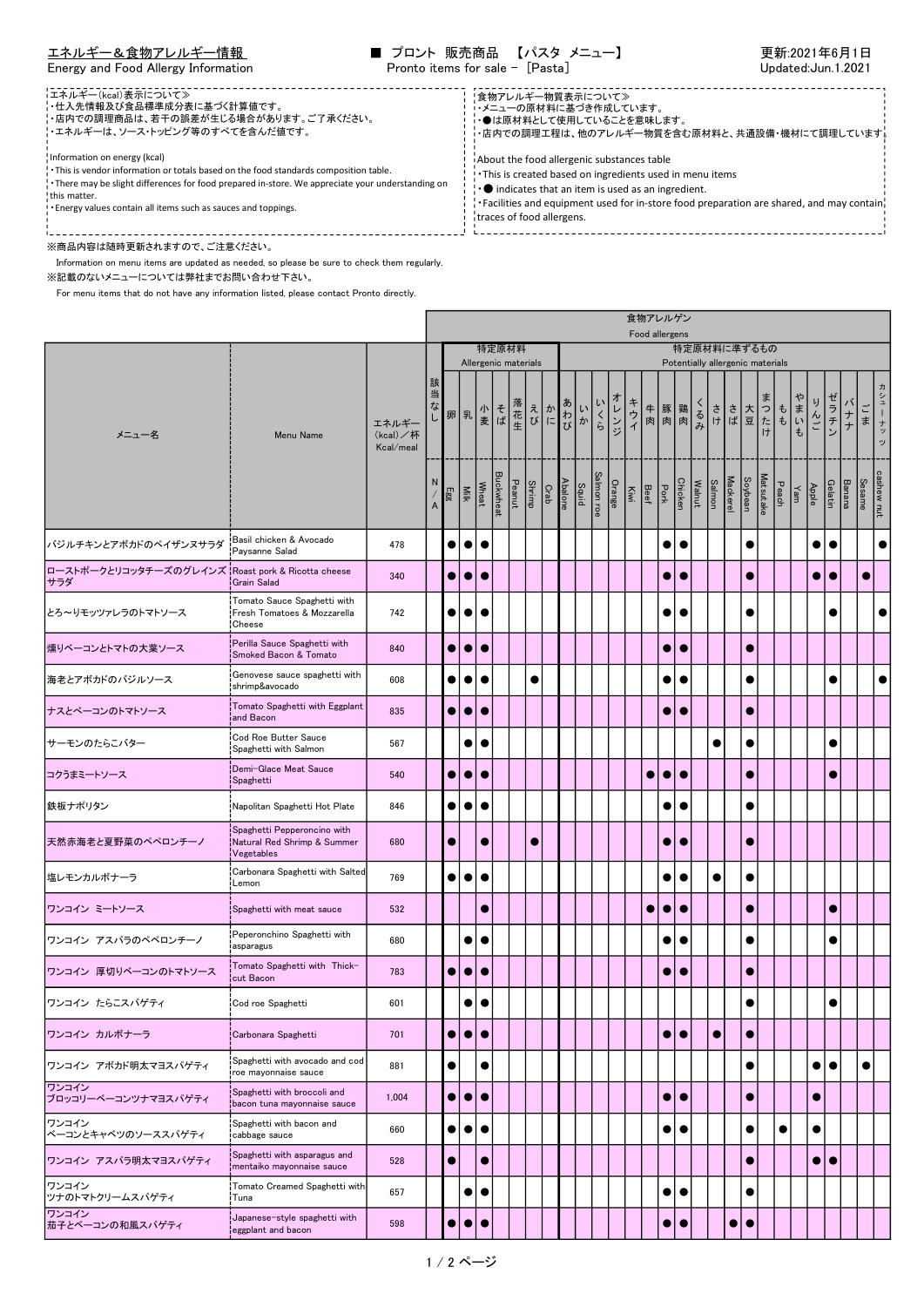# エネルギー＆食物アレルギー情報
Energy and Food Allergy Information

■ プロント 販売商品 【パスタ メニュー】
Pronto items for sale - [Pasta]

更新:2021年6月1日
Updated:Jun.1.2021

≪エネルギー(kcal)表示について≫
・仕入先情報及び食品標準成分表に基づく計算値です。
・店内での調理商品は、若干の誤差が生じる場合があります。ご了承ください。
・エネルギーは、ソース・トッピング等のすべてを含んだ値です。

Information on energy (kcal)
・This is vendor information or totals based on the food standards composition table.
・There may be slight differences for food prepared in-store. We appreciate your understanding on this matter.
・Energy values contain all items such as sauces and toppings.

≪食物アレルギー物質表示について≫
・メニューの原材料に基づき作成しています。
・●は原材料として使用していることを意味します。
・店内での調理工程は、他のアレルギー物質を含む原材料と、共通設備・機材にて調理しています。

About the food allergenic substances table
・This is created based on ingredients used in menu items
・● indicates that an item is used as an ingredient.
・Facilities and equipment used for in-store food preparation are shared, and may contain traces of food allergens.

※商品内容は随時更新されますので、ご注意ください。
Information on menu items are updated as needed, so please be sure to check them regularly.
※記載のないメニューについては弊社までお問い合わせ下さい。
For menu items that do not have any information listed, please contact Pronto directly.

| メニュー名 | Menu Name | エネルギー(kcal)／杯 Kcal/meal | 該当なし N/A | 卵 Egg | 乳 Milk | 小麦 Wheat | そば Buckwheat | 落花生 Peanut | えび Shrimp | かに Crab | あわび Abalone | いか Squid | いくら Salmon roe | オレンジ Orange | キウイ Kiwi | 牛肉 Beef | 豚肉 Pork | 鶏肉 Chicken | くるみ Walnut | さけ Salmon | さば Mackerel | 大豆 Soybean | まつたけ Matsutake | もも Peach | やまいも Yam | りんご Apple | ゼラチン Gelatin | バナナ Banana | ごま Sesame | カシューナッツ cashew nut |
|---|---|---|---|---|---|---|---|---|---|---|---|---|---|---|---|---|---|---|---|---|---|---|---|---|---|---|---|---|---|---|
| | | | | 特定原材料 Allergenic materials | | | | | | | 特定原材料に準ずるもの Potentially allergenic materials | | | | | | | | | | | | | | | | | | | |
| バジルチキンとアボカドのペイザンヌサラダ | Basil chicken & Avocado Paysanne Salad | 478 | | ● | ● | ● | | | | | | | | | | | ● | ● | | | | ● | | | | ● | ● | | | ● |
| ローストポークとリコッタチーズのグレインズサラダ | Roast pork & Ricotta cheese Grain Salad | 340 | | ● | ● | ● | | | | | | | | | | | ● | ● | | | | ● | | | | ● | ● | | ● | |
| とろ〜りモッツァレラのトマトソース | Tomato Sauce Spaghetti with Fresh Tomatoes & Mozzarella Cheese | 742 | | ● | ● | ● | | | | | | | | | | | ● | ● | | | | ● | | | | | ● | | | ● |
| 燻りベーコンとトマトの大葉ソース | Perilla Sauce Spaghetti with Smoked Bacon & Tomato | 840 | | ● | ● | ● | | | | | | | | | | | ● | ● | | | | ● | | | | | | | | |
| 海老とアボカドのバジルソース | Genovese sauce spaghetti with shrimp&avocado | 608 | | ● | ● | ● | | | ● | | | | | | | | ● | ● | | | | ● | | | | | ● | | | ● |
| ナスとベーコンのトマトソース | Tomato Spaghetti with Eggplant and Bacon | 835 | | ● | ● | ● | | | | | | | | | | | ● | ● | | | | ● | | | | | | | | |
| サーモンのたらこバター | Cod Roe Butter Sauce Spaghetti with Salmon | 567 | | | ● | ● | | | | | | | | | | | | | | ● | | ● | | | | | ● | | | |
| コクうまミートソース | Demi-Glace Meat Sauce Spaghetti | 540 | | ● | ● | ● | | | | | | | | | | ● | ● | ● | | | | ● | | | | | ● | | | |
| 鉄板ナポリタン | Napolitan Spaghetti Hot Plate | 846 | | ● | ● | ● | | | | | | | | | | | ● | ● | | | | ● | | | | | | | | |
| 天然赤海老と夏野菜のペペロンチーノ | Spaghetti Pepperoncino with Natural Red Shrimp & Summer Vegetables | 680 | | ● | | ● | | | ● | | | | | | | | ● | ● | | | | ● | | | | | | | | |
| 塩レモンカルボナーラ | Carbonara Spaghetti with Salted Lemon | 769 | | ● | ● | ● | | | | | | | | | | | ● | ● | | ● | | ● | | | | | | | | |
| ワンコイン ミートソース | Spaghetti with meat sauce | 532 | | | | ● | | | | | | | | | | ● | ● | ● | | | | ● | | | | | ● | | | |
| ワンコイン アスパラのペペロンチーノ | Peperonchino Spaghetti with asparagus | 680 | | | ● | ● | | | | | | | | | | | ● | ● | | | | ● | | | | | ● | | | |
| ワンコイン 厚切りベーコンのトマトソース | Tomato Spaghetti with Thick-cut Bacon | 783 | | ● | ● | ● | | | | | | | | | | | ● | ● | | | | ● | | | | | | | | |
| ワンコイン たらこスパゲティ | Cod roe Spaghetti | 601 | | | ● | ● | | | | | | | | | | | | | | | | ● | | | | | ● | | | |
| ワンコイン カルボナーラ | Carbonara Spaghetti | 701 | | ● | ● | ● | | | | | | | | | | | ● | ● | | ● | | ● | | | | | | | | |
| ワンコイン アボカド明太マヨスパゲティ | Spaghetti with avocado and cod roe mayonnaise sauce | 881 | | ● | | ● | | | | | | | | | | | | | | | | ● | | | | ● | ● | | ● | |
| ワンコイン ブロッコリーベーコンツナマヨスパゲティ | Spaghetti with broccoli and bacon tuna mayonnaise sauce | 1,004 | | ● | ● | ● | | | | | | | | | | | ● | ● | | | | ● | | | | ● | | | | |
| ワンコイン ベーコンとキャベツのソーススパゲティ | Spaghetti with bacon and cabbage sauce | 660 | | ● | ● | ● | | | | | | | | | | | ● | ● | | | | ● | | ● | | ● | | | | |
| ワンコイン アスパラ明太マヨスパゲティ | Spaghetti with asparagus and mentaiko mayonnaise sauce | 528 | | ● | | ● | | | | | | | | | | | | | | | | ● | | | | ● | ● | | | |
| ワンコイン ツナのトマトクリームスパゲティ | Tomato Creamed Spaghetti with Tuna | 657 | | | ● | ● | | | | | | | | | | | ● | ● | | | | ● | | | | | | | | |
| ワンコイン 茄子とベーコンの和風スパゲティ | Japanese-style spaghetti with eggplant and bacon | 598 | | ● | ● | ● | | | | | | | | | | | ● | ● | | | ● | ● | | | | | | | | |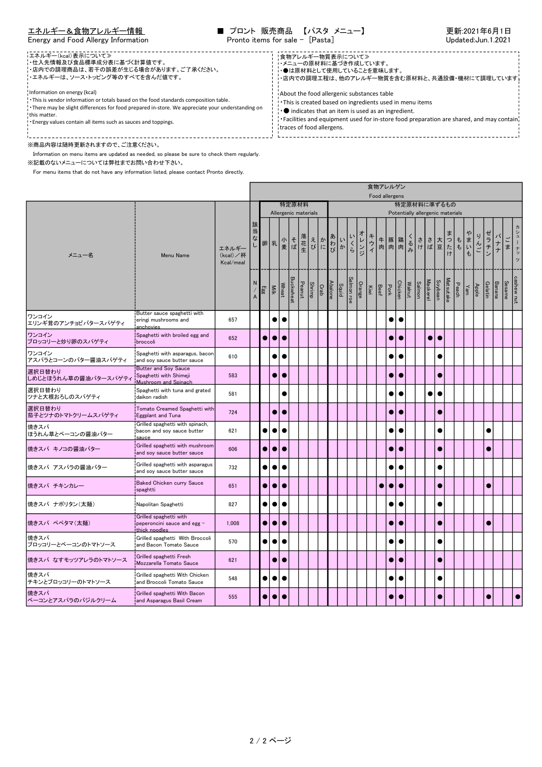## エネルギー＆食物アレルギー情報
Energy and Food Allergy Information

■ プロント 販売商品 【パスタ メニュー】
Pronto items for sale – [Pasta]

更新:2021年6月1日
Updated:Jun.1.2021

≪エネルギー(kcal)表示について≫
・仕入先情報及び食品標準成分表に基づく計算値です。
・店内での調理商品は、若干の誤差が生じる場合があります。ご了承ください。
・エネルギーは、ソース・トッピング等のすべてを含んだ値です。

Information on energy (kcal)
・This is vendor information or totals based on the food standards composition table.
・There may be slight differences for food prepared in-store. We appreciate your understanding on this matter.
・Energy values contain all items such as sauces and toppings.

≪食物アレルギー物質表示について≫
・メニューの原材料に基づき作成しています。
・●は原材料として使用していることを意味します。
・店内での調理工程は、他のアレルギー物質を含む原材料と、共通設備・機材にて調理しています。

About the food allergenic substances table
・This is created based on ingredients used in menu items
・● indicates that an item is used as an ingredient.
・Facilities and equipment used for in-store food preparation are shared, and may contain traces of food allergens.

※商品内容は随時更新されますので、ご注意ください。
Information on menu items are updated as needed, so please be sure to check them regularly.
※記載のないメニューについては弊社までお問い合わせ下さい。
For menu items that do not have any information listed, please contact Pronto directly.

| メニュー名 | Menu Name | エネルギー(kcal)／杯 Kcal/meal | 食物アレルゲン Food allergens | | | | | | | | | | | | | | | | | | | | | | | | | | | |
|---|---|---|---|---|---|---|---|---|---|---|---|---|---|---|---|---|---|---|---|---|---|---|---|---|---|---|---|---|---|---|
| | | | | 特定原材料 Allergenic materials | | | | | | | 特定原材料に準ずるもの Potentially allergenic materials | | | | | | | | | | | | | | | | | | | |
| | | | 該当なし N/A | 卵 Egg | 乳 Milk | 小麦 Wheat | そば Buckwheat | 落花生 Peanut | えび Shrimp | かに Crab | あわび Abalone | いか Squid | いくら Salmon roe | オレンジ Orange | キウイ Kiwi | 牛肉 Beef | 豚肉 Pork | 鶏肉 Chicken | くるみ Walnut | さけ Salmon | さば Mackerel | 大豆 Soybean | まつたけ Matsutake | もも Peach | やまいも Yam | りんご Apple | ゼラチン Gelatin | バナナ Banana | ごま Sesame | カシューナッツ cashew nut |
| ワンコイン エリンギ茸のアンチョビバタースパゲティ | Butter sauce spaghetti with eringi mushrooms and anchovies | 657 | | | ● | ● | | | | | | | | | | | ● | ● | | | | | | | | | | | | |
| ワンコイン ブロッコリーと炒り卵のスパゲティ | Spaghetti with broiled egg and broccoli | 652 | | ● | ● | ● | | | | | | | | | | | ● | ● | | | ● | ● | | | | | | | | |
| ワンコイン アスパラとコーンのバター醤油スパゲティ | Spaghetti with asparagus, bacon and soy sauce butter sauce | 610 | | | ● | ● | | | | | | | | | | | ● | ● | | | | ● | | | | | | | | |
| 選択日替わり しめじとほうれん草の醤油バタースパゲティ | Butter and Soy Sauce Spaghetti with Shimeji Mushroom and Spinach | 583 | | | ● | ● | | | | | | | | | | | ● | ● | | | | ● | | | | | | | | |
| 選択日替わり ツナと大根おろしのスパゲティ | Spaghetti with tuna and grated daikon radish | 581 | | | | ● | | | | | | | | | | | ● | ● | | | ● | ● | | | | | | | | |
| 選択日替わり 茄子とツナのトマトクリームスパゲティ | Tomato Creamed Spaghetti with Eggplant and Tuna | 724 | | | ● | ● | | | | | | | | | | | ● | ● | | | | ● | | | | | | | | |
| 焼きスパ ほうれん草とベーコンの醤油バター | Grilled spaghetti with spinach, bacon and soy sauce butter sauce | 621 | | ● | ● | ● | | | | | | | | | | | ● | ● | | | | ● | | | | | ● | | | |
| 焼きスパ キノコの醤油バター | Grilled spaghetti with mushroom and soy sauce butter sauce | 606 | | ● | ● | ● | | | | | | | | | | | ● | ● | | | | ● | | | | | ● | | | |
| 焼きスパ アスパラの醤油バター | Grilled spaghetti with asparagus and soy sauce butter sauce | 732 | | ● | ● | ● | | | | | | | | | | | ● | ● | | | | ● | | | | | | | | |
| 焼きスパ チキンカレー | Baked Chicken curry Sauce spaghti | 651 | | ● | ● | ● | | | | | | | | | | ● | ● | ● | | | | ● | | | | | ● | | | |
| 焼きスパ ナポリタン(太麺) | Napolitan Spaghetti | 827 | | ● | ● | ● | | | | | | | | | | | ● | ● | | | | ● | | | | | | | | |
| 焼きスパ ペペタマ(太麺) | Grilled spaghetti with peperoncini sauce and egg – thick noodles | 1,008 | | ● | ● | ● | | | | | | | | | | | ● | ● | | | | ● | | | | | ● | | | |
| 焼きスパ ブロッコリーとベーコンのトマトソース | Grilled spaghetti With Broccoli and Bacon Tomato Sauce | 570 | | ● | ● | ● | | | | | | | | | | | ● | ● | | | | ● | | | | | | | | |
| 焼きスパ なすモッツアレラのトマトソース | Grilled spaghetti Fresh Mozzarella Tomato Sauce | 621 | | | ● | ● | | | | | | | | | | | ● | ● | | | | ● | | | | | | | | |
| 焼きスパ チキンとブロッコリーのトマトソース | Grilled spaghetti With Chicken and Broccoli Tomato Sauce | 548 | | ● | ● | ● | | | | | | | | | | | ● | ● | | | | ● | | | | | | | | |
| 焼きスパ ベーコンとアスパラのバジルクリーム | Grilled spaghetti With Bacon and Asparagus Basil Cream | 555 | | ● | ● | ● | | | | | | | | | | | ● | ● | | | | ● | | | | | ● | | | ● |